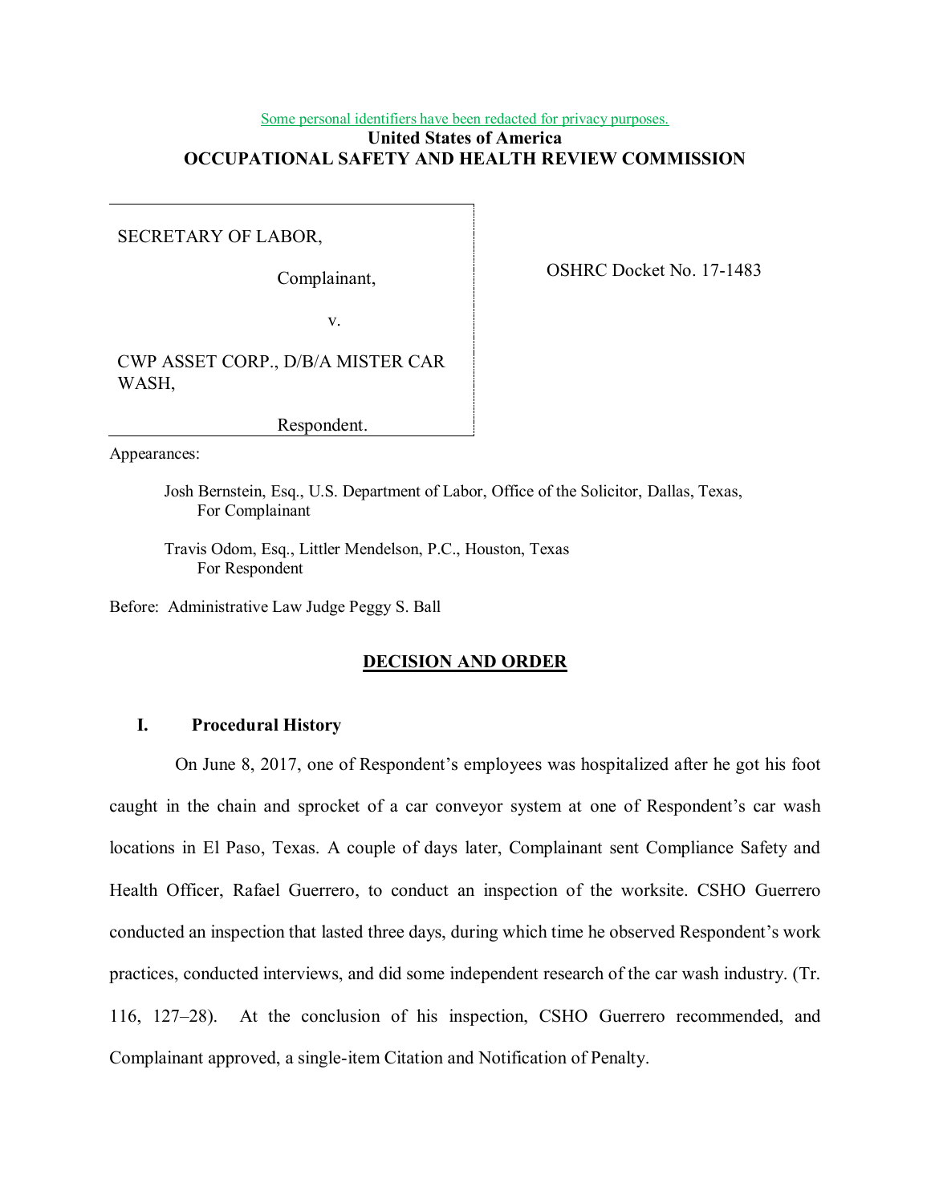Some personal identifiers have been redacted for privacy purposes.

**United States of America**
**OCCUPATIONAL SAFETY AND HEALTH REVIEW COMMISSION**

| | |
|---|---|
| SECRETARY OF LABOR,<br><br>Complainant,<br><br>v.<br><br>CWP ASSET CORP., D/B/A MISTER CAR WASH,<br><br>Respondent. | OSHRC Docket No. 17-1483 |

Appearances:

Josh Bernstein, Esq., U.S. Department of Labor, Office of the Solicitor, Dallas, Texas,
For Complainant

Travis Odom, Esq., Littler Mendelson, P.C., Houston, Texas
For Respondent

Before: Administrative Law Judge Peggy S. Ball

## DECISION AND ORDER

### I. Procedural History

On June 8, 2017, one of Respondent's employees was hospitalized after he got his foot caught in the chain and sprocket of a car conveyor system at one of Respondent's car wash locations in El Paso, Texas. A couple of days later, Complainant sent Compliance Safety and Health Officer, Rafael Guerrero, to conduct an inspection of the worksite. CSHO Guerrero conducted an inspection that lasted three days, during which time he observed Respondent's work practices, conducted interviews, and did some independent research of the car wash industry. (Tr. 116, 127–28). At the conclusion of his inspection, CSHO Guerrero recommended, and Complainant approved, a single-item Citation and Notification of Penalty.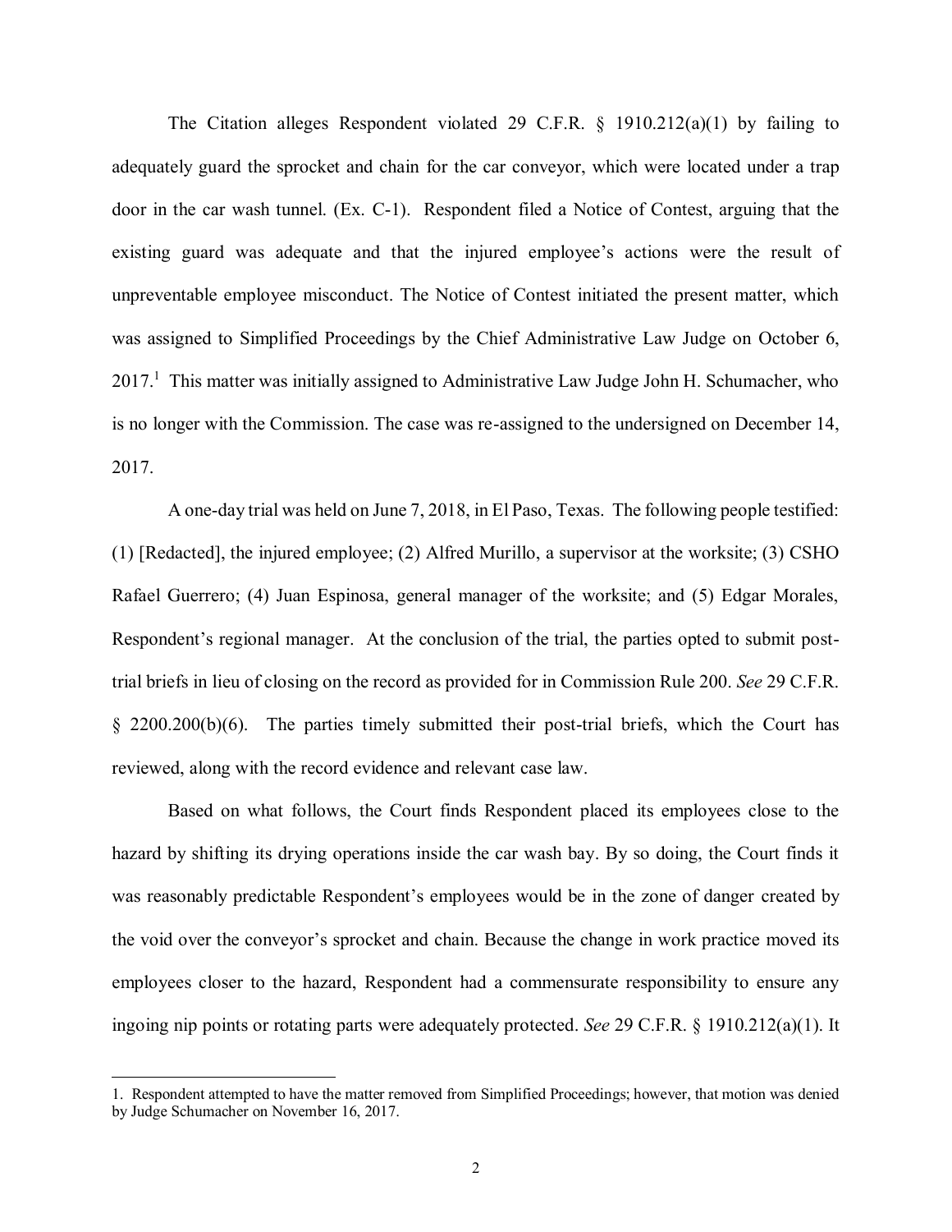The Citation alleges Respondent violated 29 C.F.R. § 1910.212(a)(1) by failing to adequately guard the sprocket and chain for the car conveyor, which were located under a trap door in the car wash tunnel. (Ex. C-1). Respondent filed a Notice of Contest, arguing that the existing guard was adequate and that the injured employee's actions were the result of unpreventable employee misconduct. The Notice of Contest initiated the present matter, which was assigned to Simplified Proceedings by the Chief Administrative Law Judge on October 6, 2017.[1] This matter was initially assigned to Administrative Law Judge John H. Schumacher, who is no longer with the Commission. The case was re-assigned to the undersigned on December 14, 2017.

A one-day trial was held on June 7, 2018, in El Paso, Texas. The following people testified: (1) [Redacted], the injured employee; (2) Alfred Murillo, a supervisor at the worksite; (3) CSHO Rafael Guerrero; (4) Juan Espinosa, general manager of the worksite; and (5) Edgar Morales, Respondent's regional manager. At the conclusion of the trial, the parties opted to submit post-trial briefs in lieu of closing on the record as provided for in Commission Rule 200. *See* 29 C.F.R. § 2200.200(b)(6). The parties timely submitted their post-trial briefs, which the Court has reviewed, along with the record evidence and relevant case law.

Based on what follows, the Court finds Respondent placed its employees close to the hazard by shifting its drying operations inside the car wash bay. By so doing, the Court finds it was reasonably predictable Respondent's employees would be in the zone of danger created by the void over the conveyor's sprocket and chain. Because the change in work practice moved its employees closer to the hazard, Respondent had a commensurate responsibility to ensure any ingoing nip points or rotating parts were adequately protected. *See* 29 C.F.R. § 1910.212(a)(1). It

---

1. Respondent attempted to have the matter removed from Simplified Proceedings; however, that motion was denied by Judge Schumacher on November 16, 2017.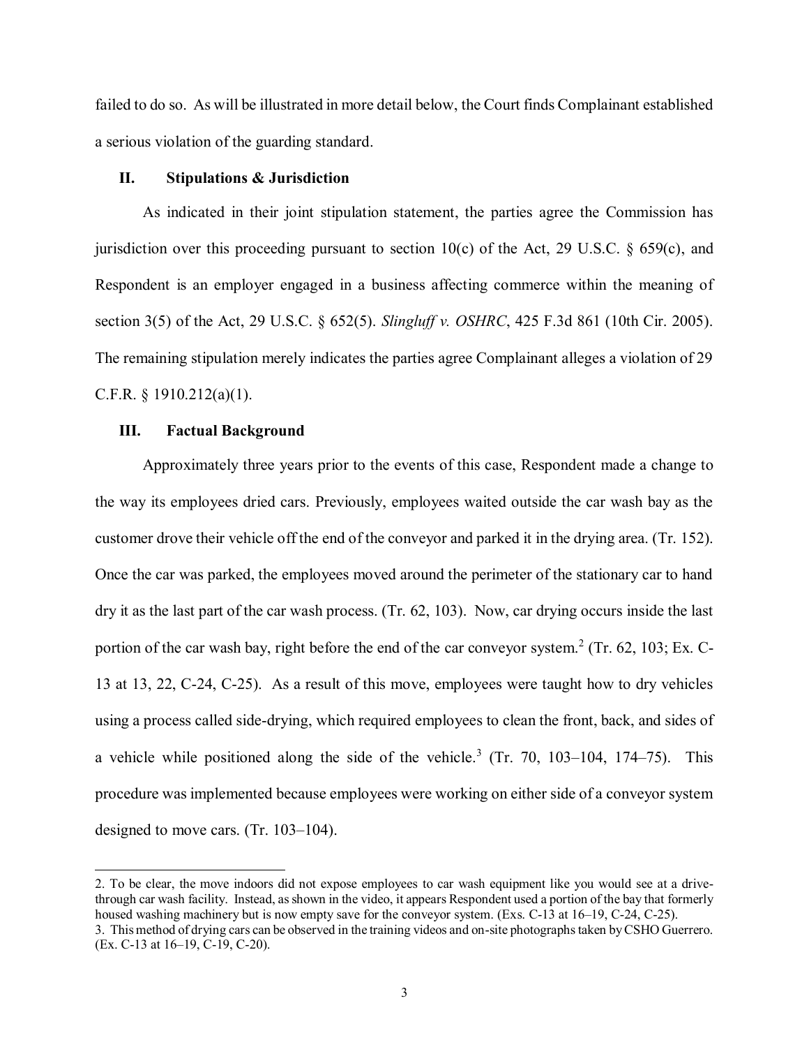failed to do so. As will be illustrated in more detail below, the Court finds Complainant established a serious violation of the guarding standard.

## II. Stipulations & Jurisdiction

As indicated in their joint stipulation statement, the parties agree the Commission has jurisdiction over this proceeding pursuant to section 10(c) of the Act, 29 U.S.C. § 659(c), and Respondent is an employer engaged in a business affecting commerce within the meaning of section 3(5) of the Act, 29 U.S.C. § 652(5). *Slingluff v. OSHRC*, 425 F.3d 861 (10th Cir. 2005). The remaining stipulation merely indicates the parties agree Complainant alleges a violation of 29 C.F.R. § 1910.212(a)(1).

## III. Factual Background

Approximately three years prior to the events of this case, Respondent made a change to the way its employees dried cars. Previously, employees waited outside the car wash bay as the customer drove their vehicle off the end of the conveyor and parked it in the drying area. (Tr. 152). Once the car was parked, the employees moved around the perimeter of the stationary car to hand dry it as the last part of the car wash process. (Tr. 62, 103). Now, car drying occurs inside the last portion of the car wash bay, right before the end of the car conveyor system.[2] (Tr. 62, 103; Ex. C-13 at 13, 22, C-24, C-25). As a result of this move, employees were taught how to dry vehicles using a process called side-drying, which required employees to clean the front, back, and sides of a vehicle while positioned along the side of the vehicle.[3] (Tr. 70, 103–104, 174–75). This procedure was implemented because employees were working on either side of a conveyor system designed to move cars. (Tr. 103–104).

---

2. To be clear, the move indoors did not expose employees to car wash equipment like you would see at a drive-through car wash facility. Instead, as shown in the video, it appears Respondent used a portion of the bay that formerly housed washing machinery but is now empty save for the conveyor system. (Exs. C-13 at 16–19, C-24, C-25).

3. This method of drying cars can be observed in the training videos and on-site photographs taken by CSHO Guerrero. (Ex. C-13 at 16–19, C-19, C-20).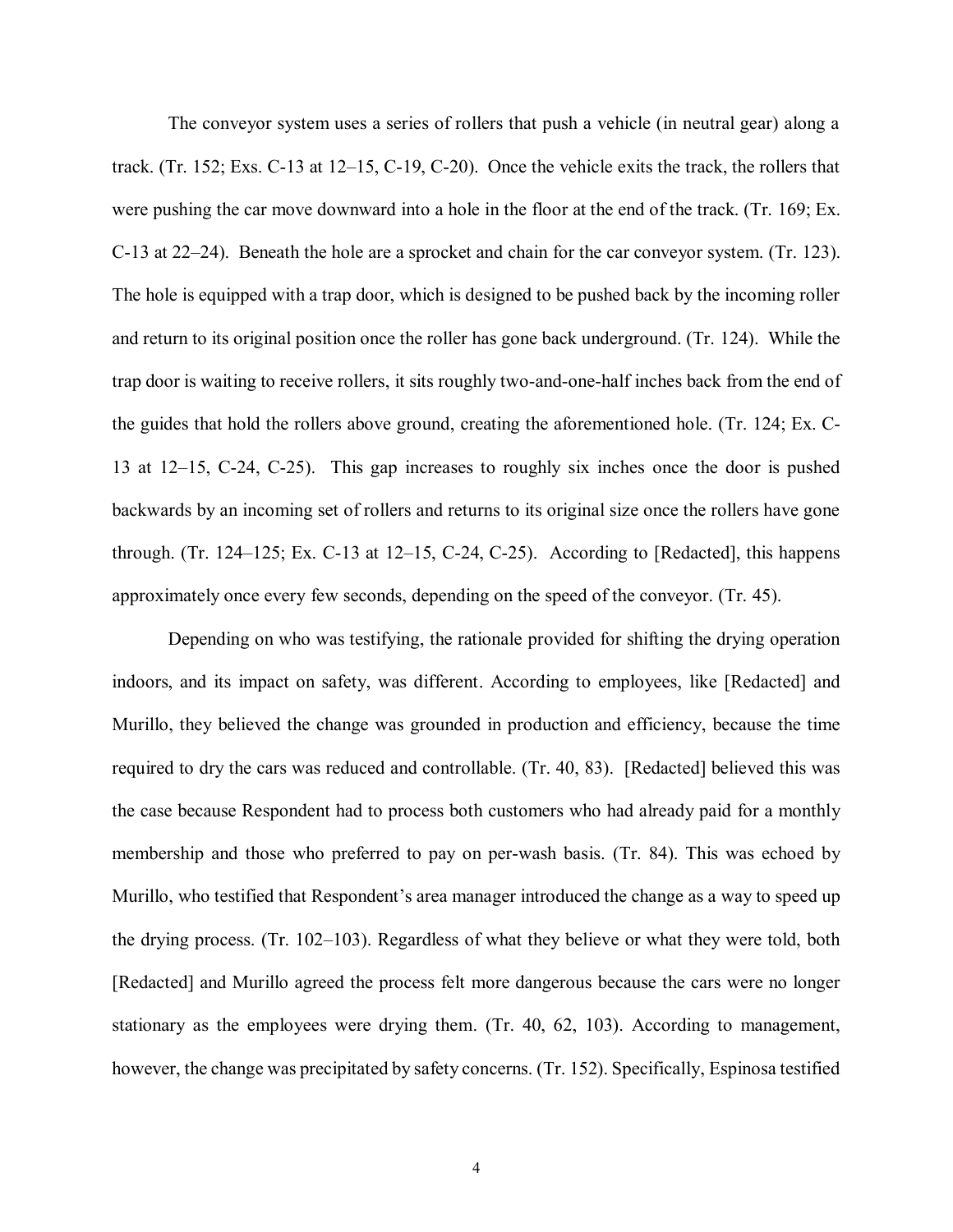The conveyor system uses a series of rollers that push a vehicle (in neutral gear) along a track. (Tr. 152; Exs. C-13 at 12–15, C-19, C-20). Once the vehicle exits the track, the rollers that were pushing the car move downward into a hole in the floor at the end of the track. (Tr. 169; Ex. C-13 at 22–24). Beneath the hole are a sprocket and chain for the car conveyor system. (Tr. 123). The hole is equipped with a trap door, which is designed to be pushed back by the incoming roller and return to its original position once the roller has gone back underground. (Tr. 124). While the trap door is waiting to receive rollers, it sits roughly two-and-one-half inches back from the end of the guides that hold the rollers above ground, creating the aforementioned hole. (Tr. 124; Ex. C-13 at 12–15, C-24, C-25). This gap increases to roughly six inches once the door is pushed backwards by an incoming set of rollers and returns to its original size once the rollers have gone through. (Tr. 124–125; Ex. C-13 at 12–15, C-24, C-25). According to [Redacted], this happens approximately once every few seconds, depending on the speed of the conveyor. (Tr. 45).

Depending on who was testifying, the rationale provided for shifting the drying operation indoors, and its impact on safety, was different. According to employees, like [Redacted] and Murillo, they believed the change was grounded in production and efficiency, because the time required to dry the cars was reduced and controllable. (Tr. 40, 83). [Redacted] believed this was the case because Respondent had to process both customers who had already paid for a monthly membership and those who preferred to pay on per-wash basis. (Tr. 84). This was echoed by Murillo, who testified that Respondent's area manager introduced the change as a way to speed up the drying process. (Tr. 102–103). Regardless of what they believe or what they were told, both [Redacted] and Murillo agreed the process felt more dangerous because the cars were no longer stationary as the employees were drying them. (Tr. 40, 62, 103). According to management, however, the change was precipitated by safety concerns. (Tr. 152). Specifically, Espinosa testified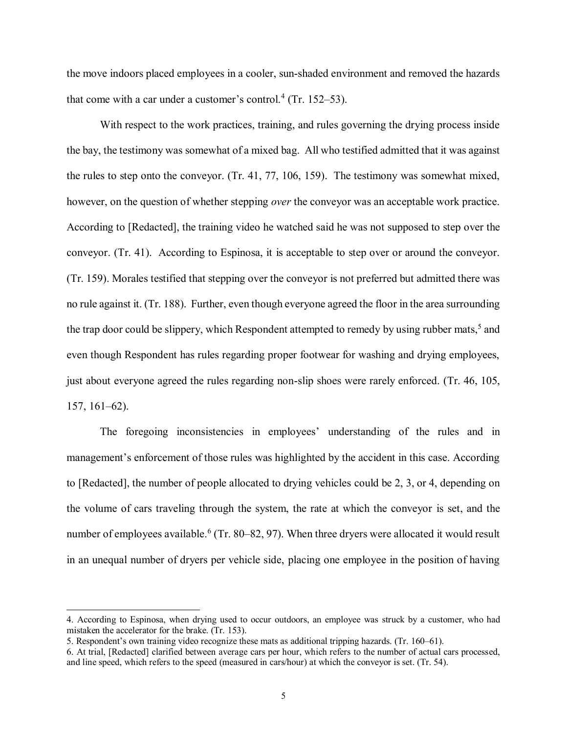the move indoors placed employees in a cooler, sun-shaded environment and removed the hazards that come with a car under a customer's control.[4] (Tr. 152–53).

With respect to the work practices, training, and rules governing the drying process inside the bay, the testimony was somewhat of a mixed bag. All who testified admitted that it was against the rules to step onto the conveyor. (Tr. 41, 77, 106, 159). The testimony was somewhat mixed, however, on the question of whether stepping *over* the conveyor was an acceptable work practice. According to [Redacted], the training video he watched said he was not supposed to step over the conveyor. (Tr. 41). According to Espinosa, it is acceptable to step over or around the conveyor. (Tr. 159). Morales testified that stepping over the conveyor is not preferred but admitted there was no rule against it. (Tr. 188). Further, even though everyone agreed the floor in the area surrounding the trap door could be slippery, which Respondent attempted to remedy by using rubber mats,[5] and even though Respondent has rules regarding proper footwear for washing and drying employees, just about everyone agreed the rules regarding non-slip shoes were rarely enforced. (Tr. 46, 105, 157, 161–62).

The foregoing inconsistencies in employees' understanding of the rules and in management's enforcement of those rules was highlighted by the accident in this case. According to [Redacted], the number of people allocated to drying vehicles could be 2, 3, or 4, depending on the volume of cars traveling through the system, the rate at which the conveyor is set, and the number of employees available.[6] (Tr. 80–82, 97). When three dryers were allocated it would result in an unequal number of dryers per vehicle side, placing one employee in the position of having

---

4. According to Espinosa, when drying used to occur outdoors, an employee was struck by a customer, who had mistaken the accelerator for the brake. (Tr. 153).

5. Respondent's own training video recognize these mats as additional tripping hazards. (Tr. 160–61).

6. At trial, [Redacted] clarified between average cars per hour, which refers to the number of actual cars processed, and line speed, which refers to the speed (measured in cars/hour) at which the conveyor is set. (Tr. 54).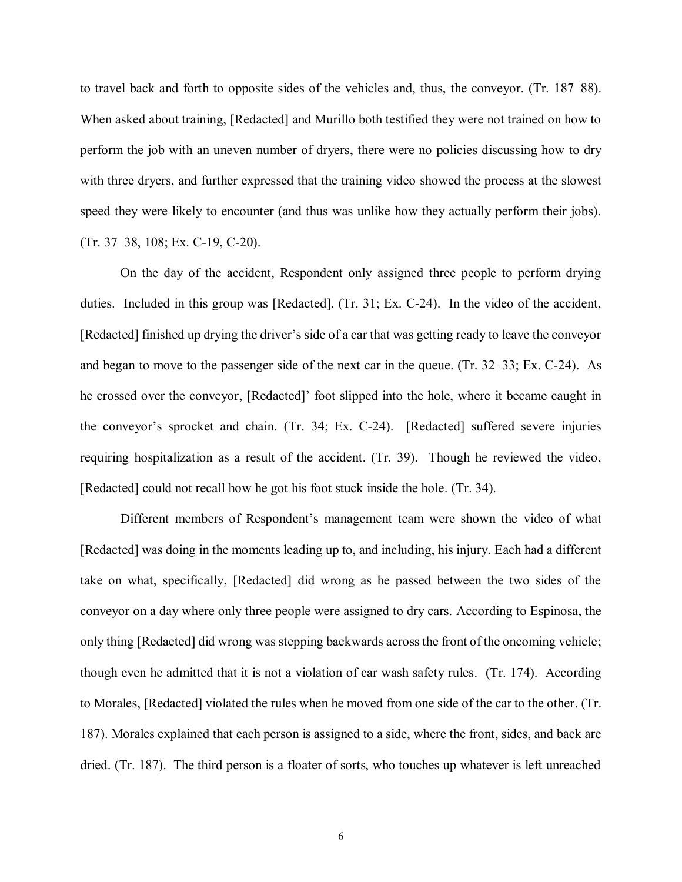to travel back and forth to opposite sides of the vehicles and, thus, the conveyor. (Tr. 187–88). When asked about training, [Redacted] and Murillo both testified they were not trained on how to perform the job with an uneven number of dryers, there were no policies discussing how to dry with three dryers, and further expressed that the training video showed the process at the slowest speed they were likely to encounter (and thus was unlike how they actually perform their jobs). (Tr. 37–38, 108; Ex. C-19, C-20).

On the day of the accident, Respondent only assigned three people to perform drying duties. Included in this group was [Redacted]. (Tr. 31; Ex. C-24). In the video of the accident, [Redacted] finished up drying the driver's side of a car that was getting ready to leave the conveyor and began to move to the passenger side of the next car in the queue. (Tr. 32–33; Ex. C-24). As he crossed over the conveyor, [Redacted]' foot slipped into the hole, where it became caught in the conveyor's sprocket and chain. (Tr. 34; Ex. C-24). [Redacted] suffered severe injuries requiring hospitalization as a result of the accident. (Tr. 39). Though he reviewed the video, [Redacted] could not recall how he got his foot stuck inside the hole. (Tr. 34).

Different members of Respondent's management team were shown the video of what [Redacted] was doing in the moments leading up to, and including, his injury. Each had a different take on what, specifically, [Redacted] did wrong as he passed between the two sides of the conveyor on a day where only three people were assigned to dry cars. According to Espinosa, the only thing [Redacted] did wrong was stepping backwards across the front of the oncoming vehicle; though even he admitted that it is not a violation of car wash safety rules. (Tr. 174). According to Morales, [Redacted] violated the rules when he moved from one side of the car to the other. (Tr. 187). Morales explained that each person is assigned to a side, where the front, sides, and back are dried. (Tr. 187). The third person is a floater of sorts, who touches up whatever is left unreached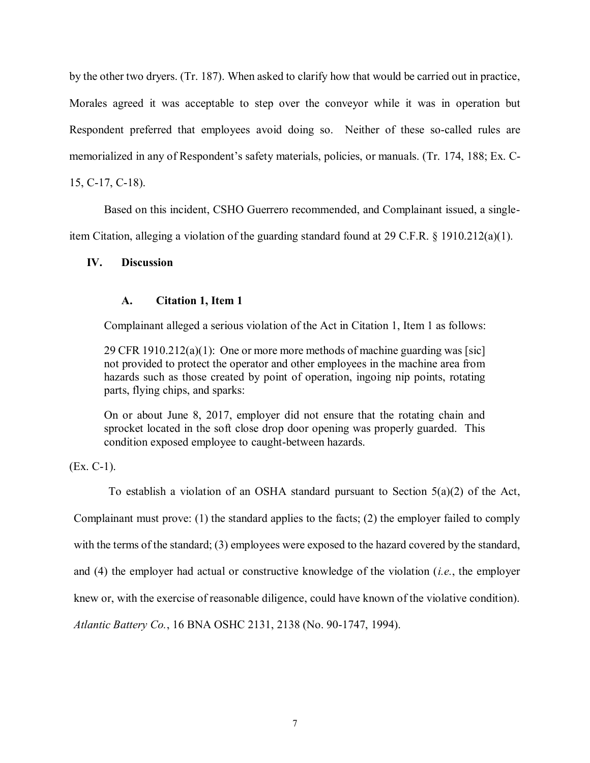by the other two dryers. (Tr. 187). When asked to clarify how that would be carried out in practice, Morales agreed it was acceptable to step over the conveyor while it was in operation but Respondent preferred that employees avoid doing so. Neither of these so-called rules are memorialized in any of Respondent's safety materials, policies, or manuals. (Tr. 174, 188; Ex. C-15, C-17, C-18).

Based on this incident, CSHO Guerrero recommended, and Complainant issued, a single-item Citation, alleging a violation of the guarding standard found at 29 C.F.R. § 1910.212(a)(1).

## IV. Discussion

### A. Citation 1, Item 1

Complainant alleged a serious violation of the Act in Citation 1, Item 1 as follows:

> 29 CFR 1910.212(a)(1): One or more more methods of machine guarding was [sic] not provided to protect the operator and other employees in the machine area from hazards such as those created by point of operation, ingoing nip points, rotating parts, flying chips, and sparks:
>
> On or about June 8, 2017, employer did not ensure that the rotating chain and sprocket located in the soft close drop door opening was properly guarded. This condition exposed employee to caught-between hazards.

(Ex. C-1).

To establish a violation of an OSHA standard pursuant to Section 5(a)(2) of the Act, Complainant must prove: (1) the standard applies to the facts; (2) the employer failed to comply with the terms of the standard; (3) employees were exposed to the hazard covered by the standard, and (4) the employer had actual or constructive knowledge of the violation (*i.e.*, the employer knew or, with the exercise of reasonable diligence, could have known of the violative condition). *Atlantic Battery Co.*, 16 BNA OSHC 2131, 2138 (No. 90-1747, 1994).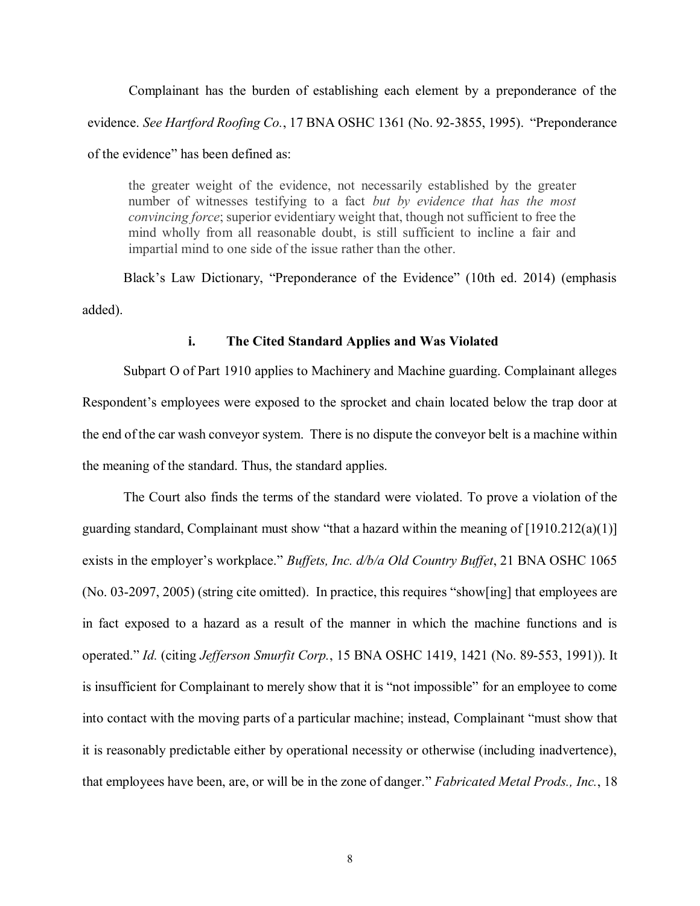Complainant has the burden of establishing each element by a preponderance of the evidence. *See Hartford Roofing Co.*, 17 BNA OSHC 1361 (No. 92-3855, 1995). "Preponderance of the evidence" has been defined as:

> the greater weight of the evidence, not necessarily established by the greater number of witnesses testifying to a fact *but by evidence that has the most convincing force*; superior evidentiary weight that, though not sufficient to free the mind wholly from all reasonable doubt, is still sufficient to incline a fair and impartial mind to one side of the issue rather than the other.

Black's Law Dictionary, "Preponderance of the Evidence" (10th ed. 2014) (emphasis added).

### i. The Cited Standard Applies and Was Violated

Subpart O of Part 1910 applies to Machinery and Machine guarding. Complainant alleges Respondent's employees were exposed to the sprocket and chain located below the trap door at the end of the car wash conveyor system. There is no dispute the conveyor belt is a machine within the meaning of the standard. Thus, the standard applies.

The Court also finds the terms of the standard were violated. To prove a violation of the guarding standard, Complainant must show "that a hazard within the meaning of [1910.212(a)(1)] exists in the employer's workplace." *Buffets, Inc. d/b/a Old Country Buffet*, 21 BNA OSHC 1065 (No. 03-2097, 2005) (string cite omitted). In practice, this requires "show[ing] that employees are in fact exposed to a hazard as a result of the manner in which the machine functions and is operated." *Id.* (citing *Jefferson Smurfit Corp.*, 15 BNA OSHC 1419, 1421 (No. 89-553, 1991)). It is insufficient for Complainant to merely show that it is "not impossible" for an employee to come into contact with the moving parts of a particular machine; instead, Complainant "must show that it is reasonably predictable either by operational necessity or otherwise (including inadvertence), that employees have been, are, or will be in the zone of danger." *Fabricated Metal Prods., Inc.*, 18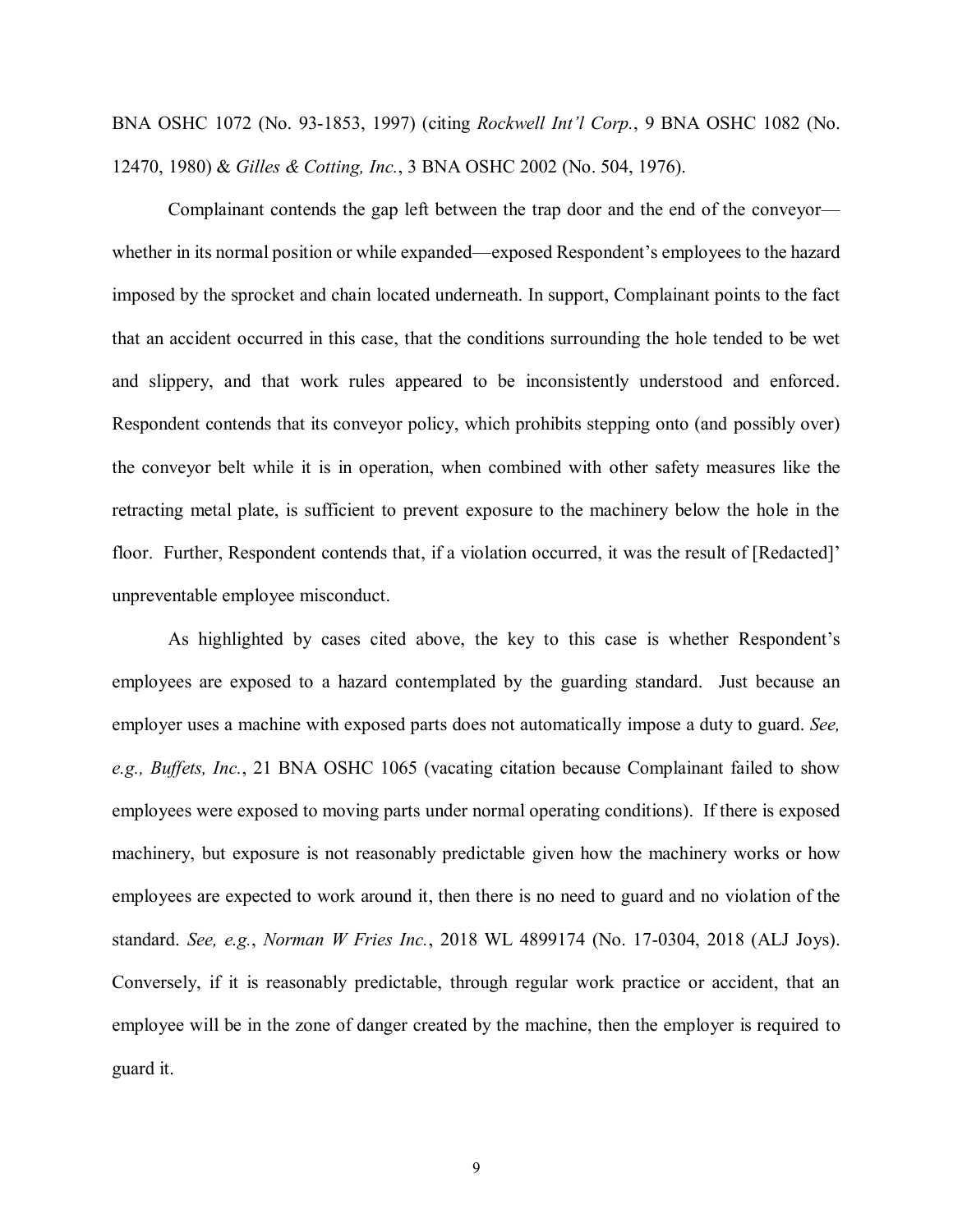BNA OSHC 1072 (No. 93-1853, 1997) (citing *Rockwell Int'l Corp.*, 9 BNA OSHC 1082 (No. 12470, 1980) & *Gilles & Cotting, Inc.*, 3 BNA OSHC 2002 (No. 504, 1976).

Complainant contends the gap left between the trap door and the end of the conveyor—whether in its normal position or while expanded—exposed Respondent's employees to the hazard imposed by the sprocket and chain located underneath. In support, Complainant points to the fact that an accident occurred in this case, that the conditions surrounding the hole tended to be wet and slippery, and that work rules appeared to be inconsistently understood and enforced. Respondent contends that its conveyor policy, which prohibits stepping onto (and possibly over) the conveyor belt while it is in operation, when combined with other safety measures like the retracting metal plate, is sufficient to prevent exposure to the machinery below the hole in the floor. Further, Respondent contends that, if a violation occurred, it was the result of [Redacted]' unpreventable employee misconduct.

As highlighted by cases cited above, the key to this case is whether Respondent's employees are exposed to a hazard contemplated by the guarding standard. Just because an employer uses a machine with exposed parts does not automatically impose a duty to guard. *See, e.g., Buffets, Inc.*, 21 BNA OSHC 1065 (vacating citation because Complainant failed to show employees were exposed to moving parts under normal operating conditions). If there is exposed machinery, but exposure is not reasonably predictable given how the machinery works or how employees are expected to work around it, then there is no need to guard and no violation of the standard. *See, e.g.*, *Norman W Fries Inc.*, 2018 WL 4899174 (No. 17-0304, 2018 (ALJ Joys). Conversely, if it is reasonably predictable, through regular work practice or accident, that an employee will be in the zone of danger created by the machine, then the employer is required to guard it.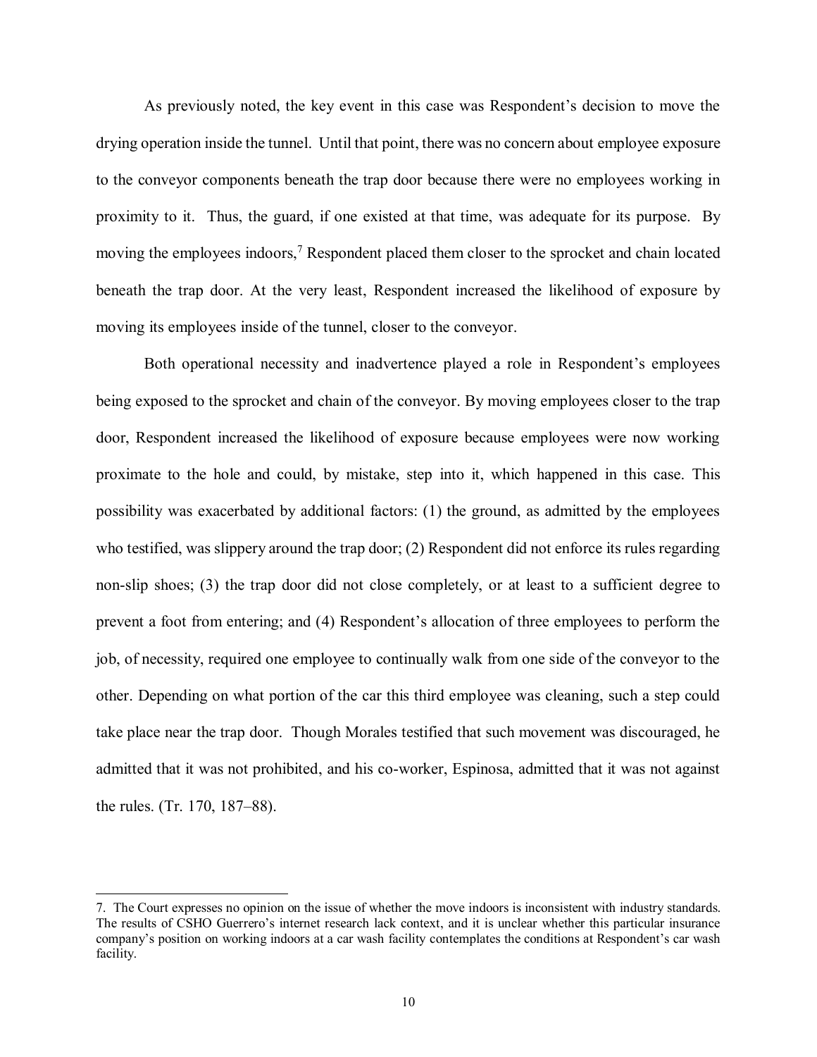As previously noted, the key event in this case was Respondent's decision to move the drying operation inside the tunnel. Until that point, there was no concern about employee exposure to the conveyor components beneath the trap door because there were no employees working in proximity to it. Thus, the guard, if one existed at that time, was adequate for its purpose. By moving the employees indoors,[7] Respondent placed them closer to the sprocket and chain located beneath the trap door. At the very least, Respondent increased the likelihood of exposure by moving its employees inside of the tunnel, closer to the conveyor.

Both operational necessity and inadvertence played a role in Respondent's employees being exposed to the sprocket and chain of the conveyor. By moving employees closer to the trap door, Respondent increased the likelihood of exposure because employees were now working proximate to the hole and could, by mistake, step into it, which happened in this case. This possibility was exacerbated by additional factors: (1) the ground, as admitted by the employees who testified, was slippery around the trap door; (2) Respondent did not enforce its rules regarding non-slip shoes; (3) the trap door did not close completely, or at least to a sufficient degree to prevent a foot from entering; and (4) Respondent's allocation of three employees to perform the job, of necessity, required one employee to continually walk from one side of the conveyor to the other. Depending on what portion of the car this third employee was cleaning, such a step could take place near the trap door. Though Morales testified that such movement was discouraged, he admitted that it was not prohibited, and his co-worker, Espinosa, admitted that it was not against the rules. (Tr. 170, 187–88).

---

7. The Court expresses no opinion on the issue of whether the move indoors is inconsistent with industry standards. The results of CSHO Guerrero's internet research lack context, and it is unclear whether this particular insurance company's position on working indoors at a car wash facility contemplates the conditions at Respondent's car wash facility.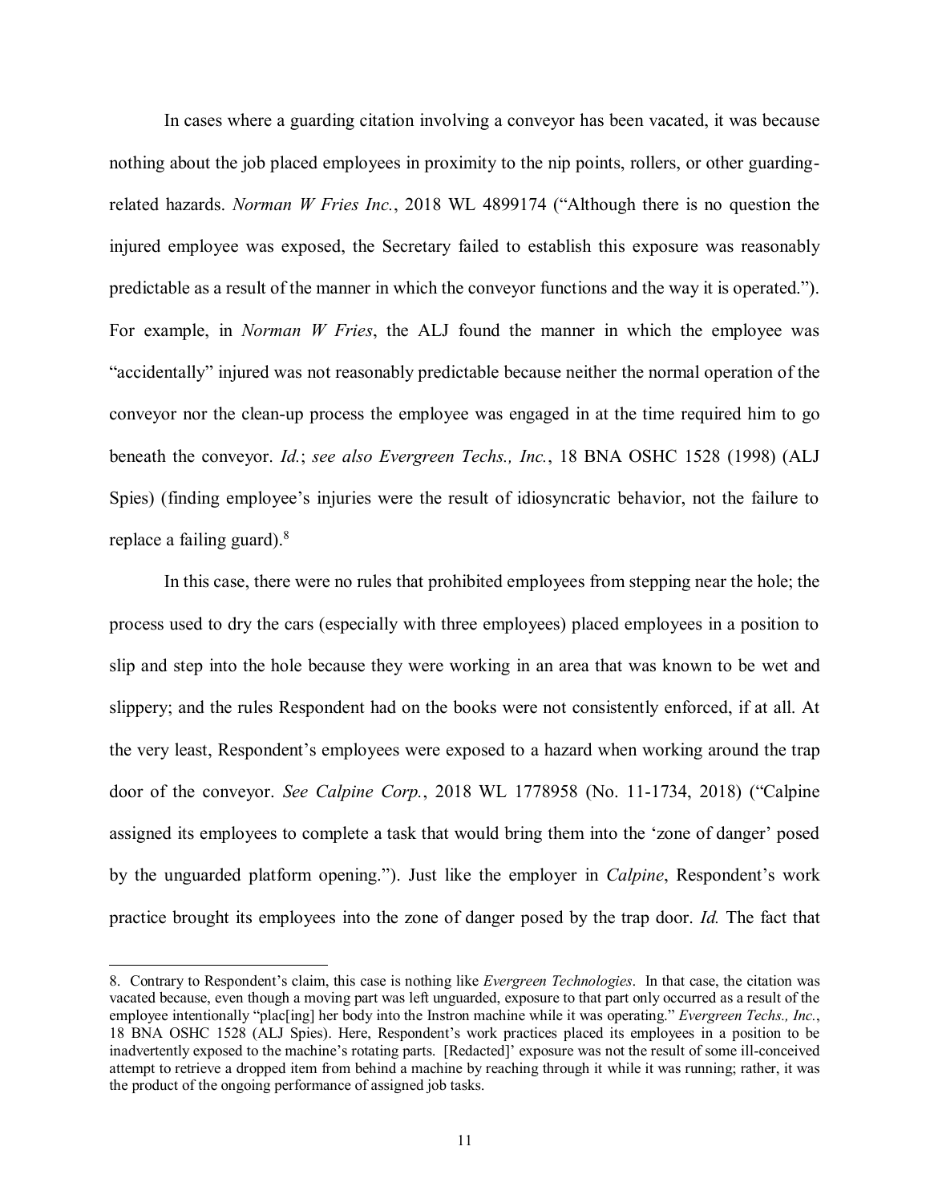In cases where a guarding citation involving a conveyor has been vacated, it was because nothing about the job placed employees in proximity to the nip points, rollers, or other guarding-related hazards. *Norman W Fries Inc.*, 2018 WL 4899174 ("Although there is no question the injured employee was exposed, the Secretary failed to establish this exposure was reasonably predictable as a result of the manner in which the conveyor functions and the way it is operated."). For example, in *Norman W Fries*, the ALJ found the manner in which the employee was "accidentally" injured was not reasonably predictable because neither the normal operation of the conveyor nor the clean-up process the employee was engaged in at the time required him to go beneath the conveyor. *Id.*; *see also Evergreen Techs., Inc.*, 18 BNA OSHC 1528 (1998) (ALJ Spies) (finding employee's injuries were the result of idiosyncratic behavior, not the failure to replace a failing guard).[8]

In this case, there were no rules that prohibited employees from stepping near the hole; the process used to dry the cars (especially with three employees) placed employees in a position to slip and step into the hole because they were working in an area that was known to be wet and slippery; and the rules Respondent had on the books were not consistently enforced, if at all. At the very least, Respondent's employees were exposed to a hazard when working around the trap door of the conveyor. *See Calpine Corp.*, 2018 WL 1778958 (No. 11-1734, 2018) ("Calpine assigned its employees to complete a task that would bring them into the 'zone of danger' posed by the unguarded platform opening."). Just like the employer in *Calpine*, Respondent's work practice brought its employees into the zone of danger posed by the trap door. *Id.* The fact that

---

8. Contrary to Respondent's claim, this case is nothing like *Evergreen Technologies*. In that case, the citation was vacated because, even though a moving part was left unguarded, exposure to that part only occurred as a result of the employee intentionally "plac[ing] her body into the Instron machine while it was operating." *Evergreen Techs., Inc.*, 18 BNA OSHC 1528 (ALJ Spies). Here, Respondent's work practices placed its employees in a position to be inadvertently exposed to the machine's rotating parts. [Redacted]' exposure was not the result of some ill-conceived attempt to retrieve a dropped item from behind a machine by reaching through it while it was running; rather, it was the product of the ongoing performance of assigned job tasks.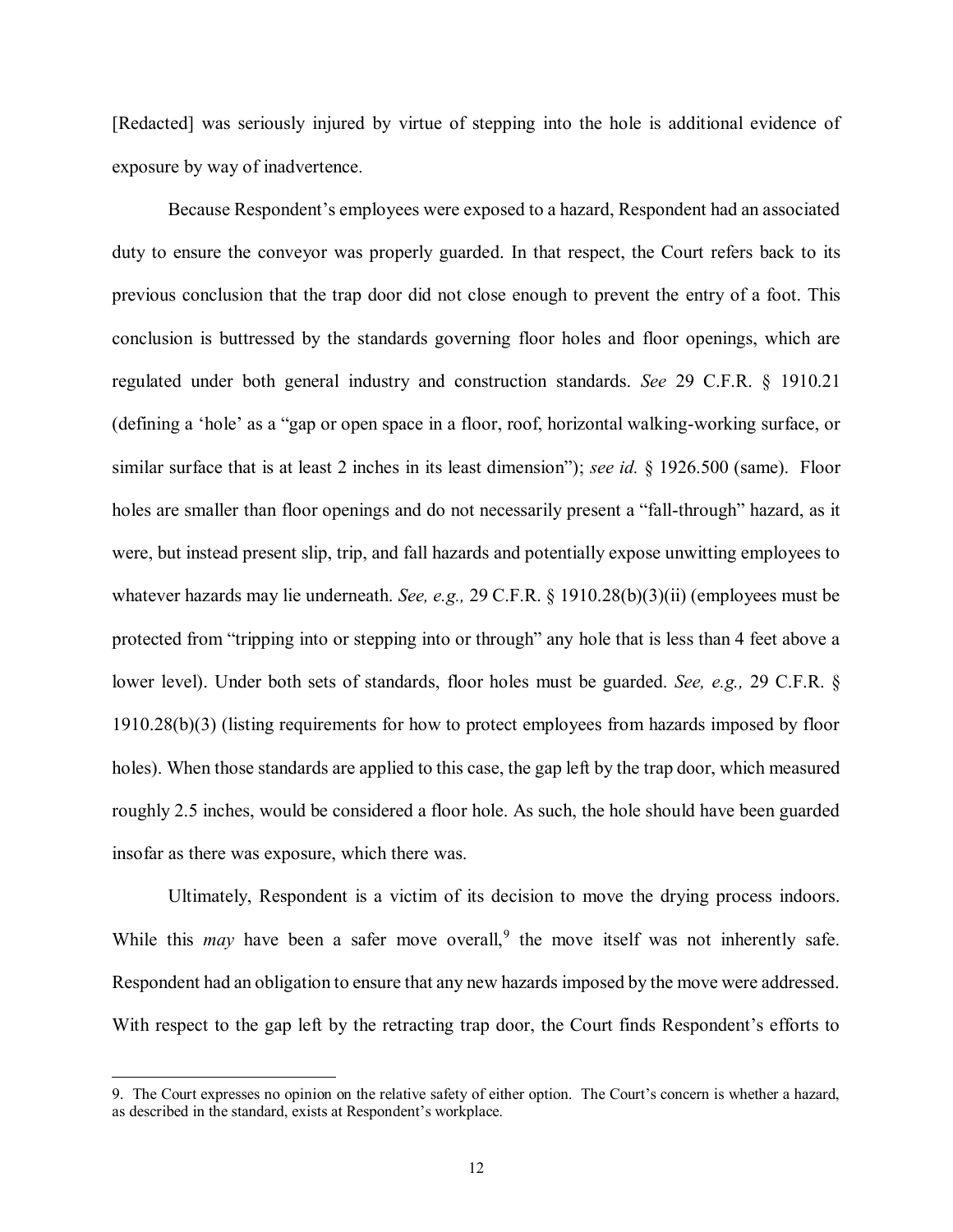[Redacted] was seriously injured by virtue of stepping into the hole is additional evidence of exposure by way of inadvertence.

Because Respondent's employees were exposed to a hazard, Respondent had an associated duty to ensure the conveyor was properly guarded. In that respect, the Court refers back to its previous conclusion that the trap door did not close enough to prevent the entry of a foot. This conclusion is buttressed by the standards governing floor holes and floor openings, which are regulated under both general industry and construction standards. *See* 29 C.F.R. § 1910.21 (defining a 'hole' as a "gap or open space in a floor, roof, horizontal walking-working surface, or similar surface that is at least 2 inches in its least dimension"); *see id.* § 1926.500 (same). Floor holes are smaller than floor openings and do not necessarily present a "fall-through" hazard, as it were, but instead present slip, trip, and fall hazards and potentially expose unwitting employees to whatever hazards may lie underneath. *See, e.g.,* 29 C.F.R. § 1910.28(b)(3)(ii) (employees must be protected from "tripping into or stepping into or through" any hole that is less than 4 feet above a lower level). Under both sets of standards, floor holes must be guarded. *See, e.g.,* 29 C.F.R. § 1910.28(b)(3) (listing requirements for how to protect employees from hazards imposed by floor holes). When those standards are applied to this case, the gap left by the trap door, which measured roughly 2.5 inches, would be considered a floor hole. As such, the hole should have been guarded insofar as there was exposure, which there was.

Ultimately, Respondent is a victim of its decision to move the drying process indoors. While this *may* have been a safer move overall,[9] the move itself was not inherently safe. Respondent had an obligation to ensure that any new hazards imposed by the move were addressed. With respect to the gap left by the retracting trap door, the Court finds Respondent's efforts to

---

9. The Court expresses no opinion on the relative safety of either option. The Court's concern is whether a hazard, as described in the standard, exists at Respondent's workplace.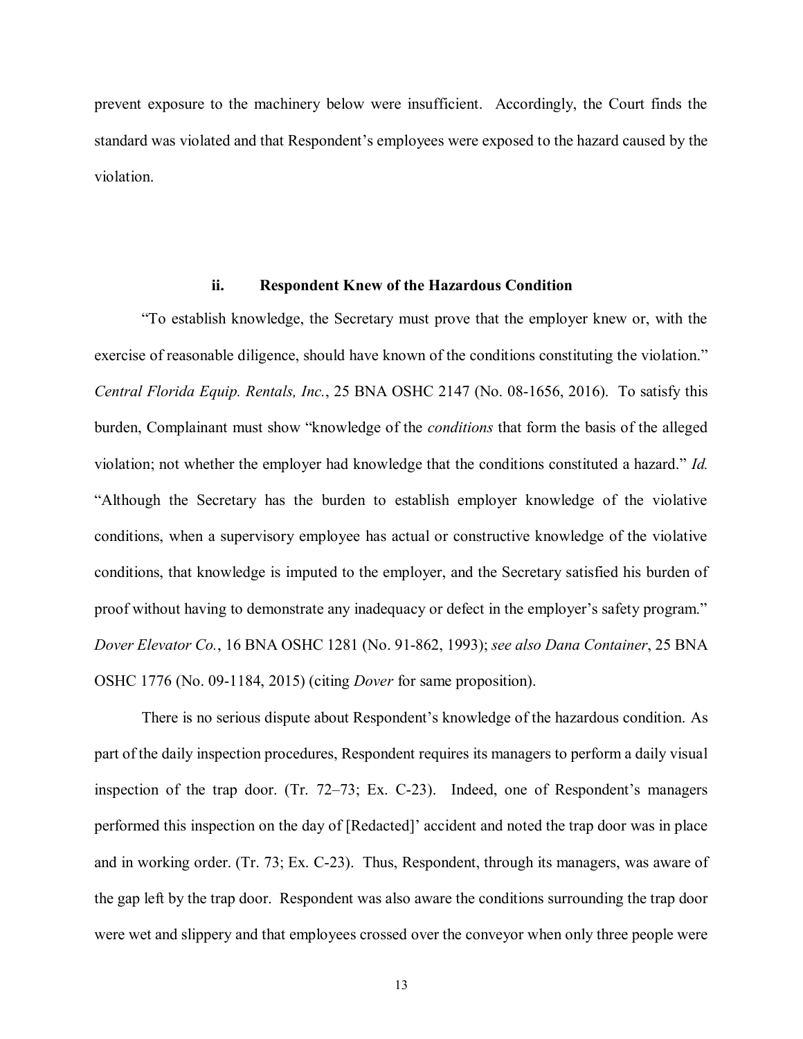prevent exposure to the machinery below were insufficient. Accordingly, the Court finds the standard was violated and that Respondent's employees were exposed to the hazard caused by the violation.

#### ii. Respondent Knew of the Hazardous Condition

"To establish knowledge, the Secretary must prove that the employer knew or, with the exercise of reasonable diligence, should have known of the conditions constituting the violation." *Central Florida Equip. Rentals, Inc.*, 25 BNA OSHC 2147 (No. 08-1656, 2016). To satisfy this burden, Complainant must show "knowledge of the *conditions* that form the basis of the alleged violation; not whether the employer had knowledge that the conditions constituted a hazard." *Id.* "Although the Secretary has the burden to establish employer knowledge of the violative conditions, when a supervisory employee has actual or constructive knowledge of the violative conditions, that knowledge is imputed to the employer, and the Secretary satisfied his burden of proof without having to demonstrate any inadequacy or defect in the employer's safety program." *Dover Elevator Co.*, 16 BNA OSHC 1281 (No. 91-862, 1993); *see also Dana Container*, 25 BNA OSHC 1776 (No. 09-1184, 2015) (citing *Dover* for same proposition).

There is no serious dispute about Respondent's knowledge of the hazardous condition. As part of the daily inspection procedures, Respondent requires its managers to perform a daily visual inspection of the trap door. (Tr. 72–73; Ex. C-23). Indeed, one of Respondent's managers performed this inspection on the day of [Redacted]' accident and noted the trap door was in place and in working order. (Tr. 73; Ex. C-23). Thus, Respondent, through its managers, was aware of the gap left by the trap door. Respondent was also aware the conditions surrounding the trap door were wet and slippery and that employees crossed over the conveyor when only three people were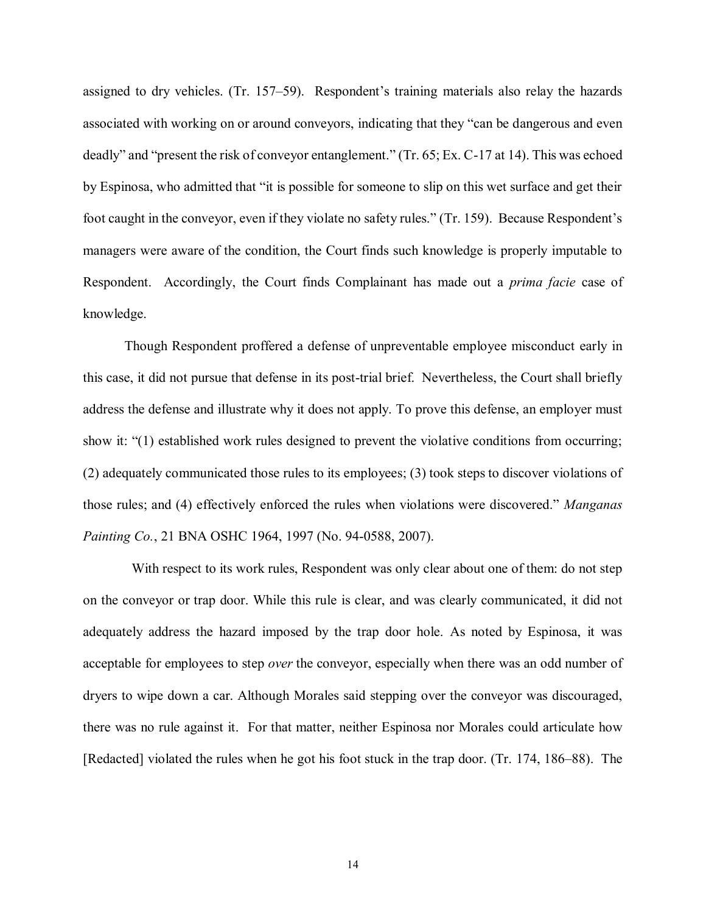assigned to dry vehicles. (Tr. 157–59). Respondent's training materials also relay the hazards associated with working on or around conveyors, indicating that they "can be dangerous and even deadly" and "present the risk of conveyor entanglement." (Tr. 65; Ex. C-17 at 14). This was echoed by Espinosa, who admitted that "it is possible for someone to slip on this wet surface and get their foot caught in the conveyor, even if they violate no safety rules." (Tr. 159). Because Respondent's managers were aware of the condition, the Court finds such knowledge is properly imputable to Respondent. Accordingly, the Court finds Complainant has made out a *prima facie* case of knowledge.

Though Respondent proffered a defense of unpreventable employee misconduct early in this case, it did not pursue that defense in its post-trial brief. Nevertheless, the Court shall briefly address the defense and illustrate why it does not apply. To prove this defense, an employer must show it: "(1) established work rules designed to prevent the violative conditions from occurring; (2) adequately communicated those rules to its employees; (3) took steps to discover violations of those rules; and (4) effectively enforced the rules when violations were discovered." *Manganas Painting Co.*, 21 BNA OSHC 1964, 1997 (No. 94-0588, 2007).

With respect to its work rules, Respondent was only clear about one of them: do not step on the conveyor or trap door. While this rule is clear, and was clearly communicated, it did not adequately address the hazard imposed by the trap door hole. As noted by Espinosa, it was acceptable for employees to step *over* the conveyor, especially when there was an odd number of dryers to wipe down a car. Although Morales said stepping over the conveyor was discouraged, there was no rule against it. For that matter, neither Espinosa nor Morales could articulate how [Redacted] violated the rules when he got his foot stuck in the trap door. (Tr. 174, 186–88). The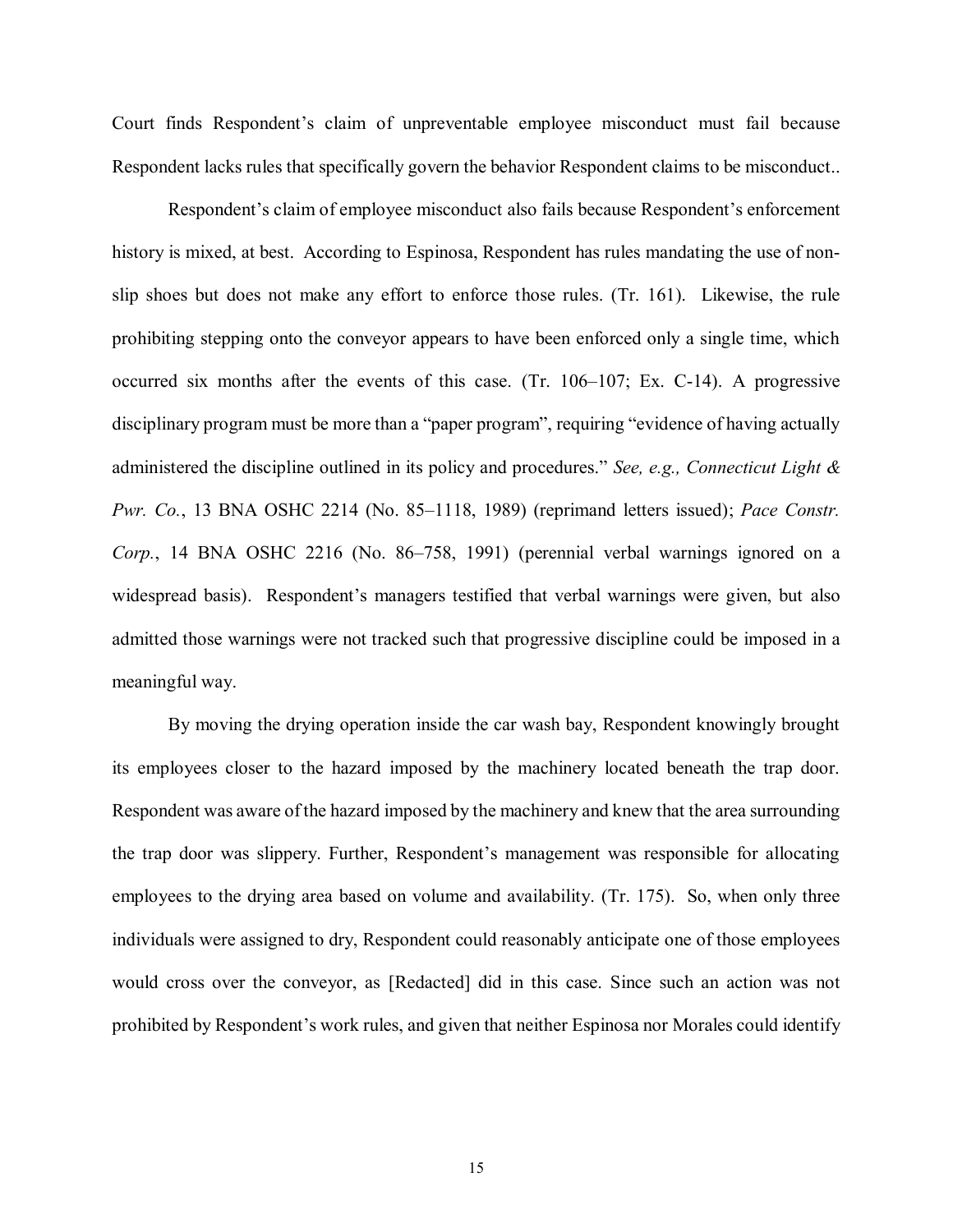Court finds Respondent's claim of unpreventable employee misconduct must fail because Respondent lacks rules that specifically govern the behavior Respondent claims to be misconduct..

Respondent's claim of employee misconduct also fails because Respondent's enforcement history is mixed, at best. According to Espinosa, Respondent has rules mandating the use of non-slip shoes but does not make any effort to enforce those rules. (Tr. 161). Likewise, the rule prohibiting stepping onto the conveyor appears to have been enforced only a single time, which occurred six months after the events of this case. (Tr. 106–107; Ex. C-14). A progressive disciplinary program must be more than a "paper program", requiring "evidence of having actually administered the discipline outlined in its policy and procedures." *See, e.g., Connecticut Light & Pwr. Co.*, 13 BNA OSHC 2214 (No. 85–1118, 1989) (reprimand letters issued); *Pace Constr. Corp.*, 14 BNA OSHC 2216 (No. 86–758, 1991) (perennial verbal warnings ignored on a widespread basis). Respondent's managers testified that verbal warnings were given, but also admitted those warnings were not tracked such that progressive discipline could be imposed in a meaningful way.

By moving the drying operation inside the car wash bay, Respondent knowingly brought its employees closer to the hazard imposed by the machinery located beneath the trap door. Respondent was aware of the hazard imposed by the machinery and knew that the area surrounding the trap door was slippery. Further, Respondent's management was responsible for allocating employees to the drying area based on volume and availability. (Tr. 175). So, when only three individuals were assigned to dry, Respondent could reasonably anticipate one of those employees would cross over the conveyor, as [Redacted] did in this case. Since such an action was not prohibited by Respondent's work rules, and given that neither Espinosa nor Morales could identify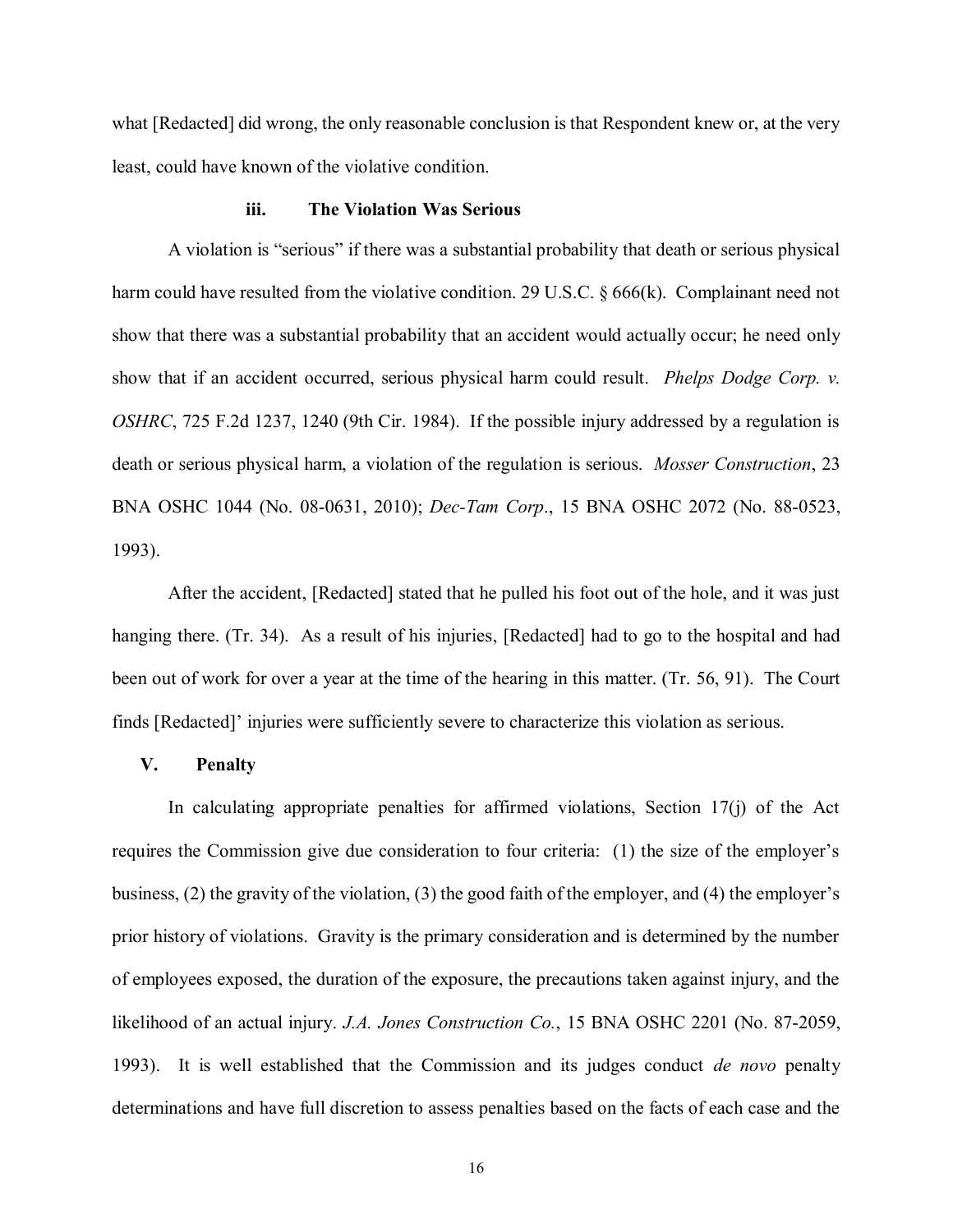what [Redacted] did wrong, the only reasonable conclusion is that Respondent knew or, at the very least, could have known of the violative condition.

#### iii. The Violation Was Serious

A violation is "serious" if there was a substantial probability that death or serious physical harm could have resulted from the violative condition. 29 U.S.C. § 666(k). Complainant need not show that there was a substantial probability that an accident would actually occur; he need only show that if an accident occurred, serious physical harm could result. *Phelps Dodge Corp. v. OSHRC*, 725 F.2d 1237, 1240 (9th Cir. 1984). If the possible injury addressed by a regulation is death or serious physical harm, a violation of the regulation is serious. *Mosser Construction*, 23 BNA OSHC 1044 (No. 08-0631, 2010); *Dec-Tam Corp*., 15 BNA OSHC 2072 (No. 88-0523, 1993).

After the accident, [Redacted] stated that he pulled his foot out of the hole, and it was just hanging there. (Tr. 34). As a result of his injuries, [Redacted] had to go to the hospital and had been out of work for over a year at the time of the hearing in this matter. (Tr. 56, 91). The Court finds [Redacted]' injuries were sufficiently severe to characterize this violation as serious.

## V. Penalty

In calculating appropriate penalties for affirmed violations, Section 17(j) of the Act requires the Commission give due consideration to four criteria: (1) the size of the employer's business, (2) the gravity of the violation, (3) the good faith of the employer, and (4) the employer's prior history of violations. Gravity is the primary consideration and is determined by the number of employees exposed, the duration of the exposure, the precautions taken against injury, and the likelihood of an actual injury. *J.A. Jones Construction Co.*, 15 BNA OSHC 2201 (No. 87-2059, 1993). It is well established that the Commission and its judges conduct *de novo* penalty determinations and have full discretion to assess penalties based on the facts of each case and the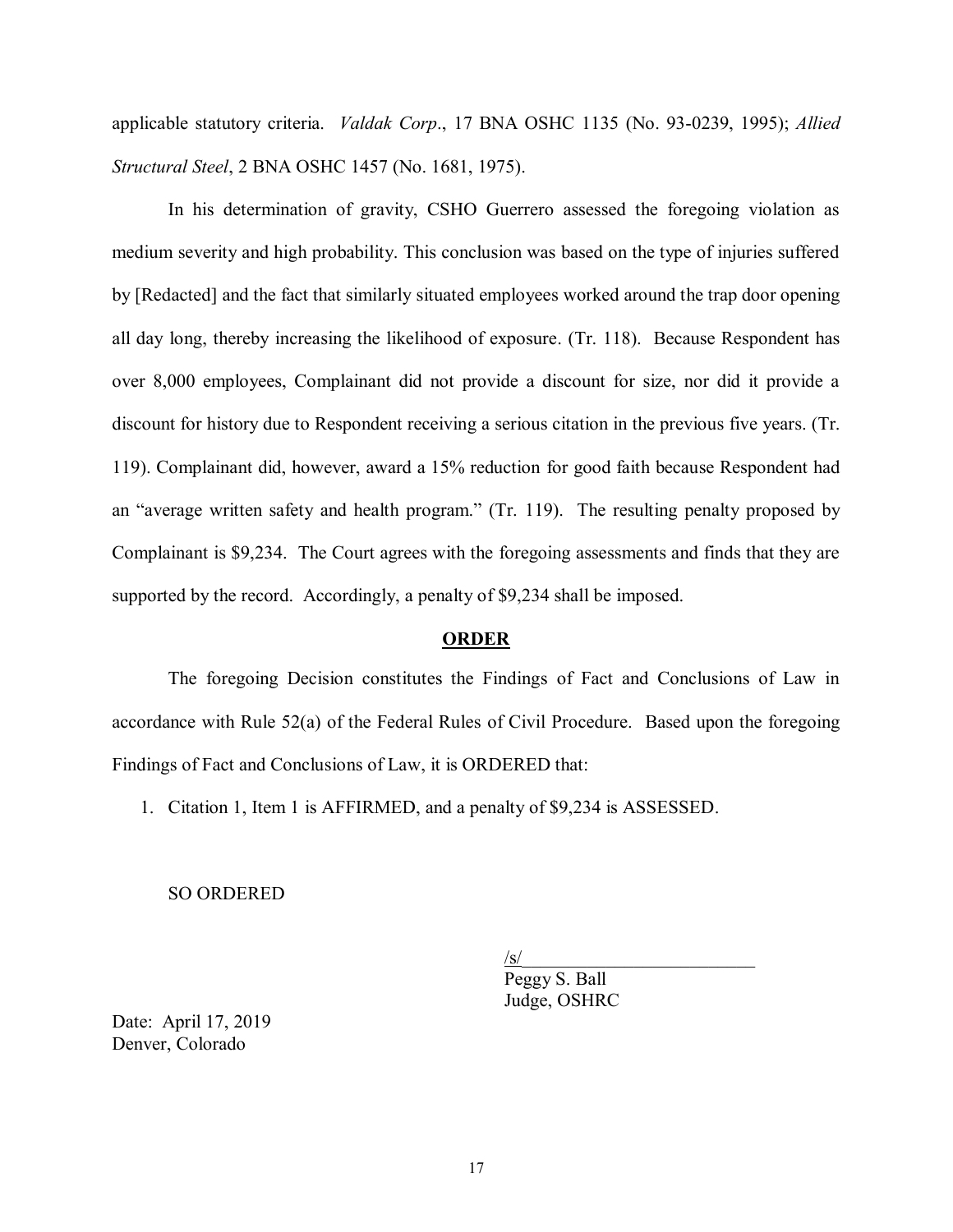applicable statutory criteria. *Valdak Corp*., 17 BNA OSHC 1135 (No. 93-0239, 1995); *Allied Structural Steel*, 2 BNA OSHC 1457 (No. 1681, 1975).

In his determination of gravity, CSHO Guerrero assessed the foregoing violation as medium severity and high probability. This conclusion was based on the type of injuries suffered by [Redacted] and the fact that similarly situated employees worked around the trap door opening all day long, thereby increasing the likelihood of exposure. (Tr. 118). Because Respondent has over 8,000 employees, Complainant did not provide a discount for size, nor did it provide a discount for history due to Respondent receiving a serious citation in the previous five years. (Tr. 119). Complainant did, however, award a 15% reduction for good faith because Respondent had an "average written safety and health program." (Tr. 119). The resulting penalty proposed by Complainant is $9,234. The Court agrees with the foregoing assessments and finds that they are supported by the record. Accordingly, a penalty of $9,234 shall be imposed.

## ORDER

The foregoing Decision constitutes the Findings of Fact and Conclusions of Law in accordance with Rule 52(a) of the Federal Rules of Civil Procedure. Based upon the foregoing Findings of Fact and Conclusions of Law, it is ORDERED that:

1. Citation 1, Item 1 is AFFIRMED, and a penalty of $9,234 is ASSESSED.

SO ORDERED

/s/
Peggy S. Ball
Judge, OSHRC

Date: April 17, 2019
Denver, Colorado